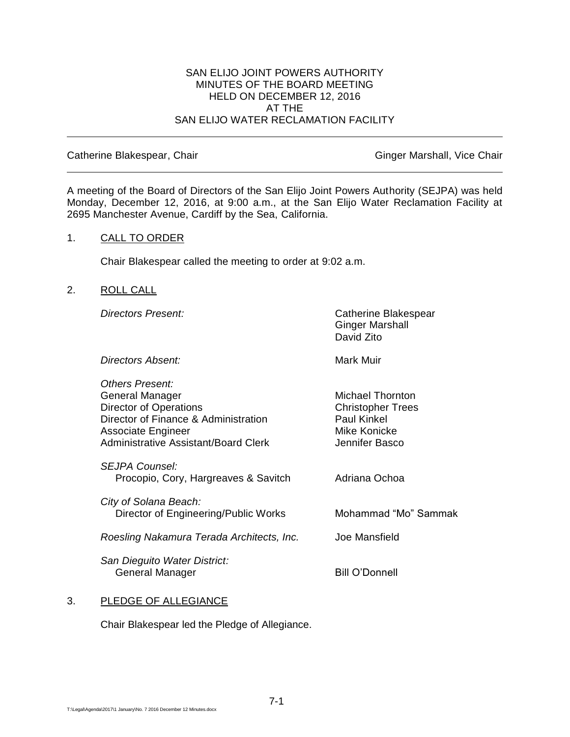# SAN ELIJO JOINT POWERS AUTHORITY
## MINUTES OF THE BOARD MEETING
## HELD ON DECEMBER 12, 2016
## AT THE
## SAN ELIJO WATER RECLAMATION FACILITY

---

Catherine Blakespear, Chair — Ginger Marshall, Vice Chair

---

A meeting of the Board of Directors of the San Elijo Joint Powers Authority (SEJPA) was held Monday, December 12, 2016, at 9:00 a.m., at the San Elijo Water Reclamation Facility at 2695 Manchester Avenue, Cardiff by the Sea, California.

1. CALL TO ORDER

   Chair Blakespear called the meeting to order at 9:02 a.m.

2. ROLL CALL

| | |
|---|---|
| *Directors Present:* | Catherine Blakespear<br>Ginger Marshall<br>David Zito |
| *Directors Absent:* | Mark Muir |
| *Others Present:* | |
| General Manager | Michael Thornton |
| Director of Operations | Christopher Trees |
| Director of Finance & Administration | Paul Kinkel |
| Associate Engineer | Mike Konicke |
| Administrative Assistant/Board Clerk | Jennifer Basco |
| *SEJPA Counsel:* | |
| Procopio, Cory, Hargreaves & Savitch | Adriana Ochoa |
| *City of Solana Beach:* | |
| Director of Engineering/Public Works | Mohammad "Mo" Sammak |
| *Roesling Nakamura Terada Architects, Inc.* | Joe Mansfield |
| *San Dieguito Water District:* | |
| General Manager | Bill O'Donnell |

3. PLEDGE OF ALLEGIANCE

   Chair Blakespear led the Pledge of Allegiance.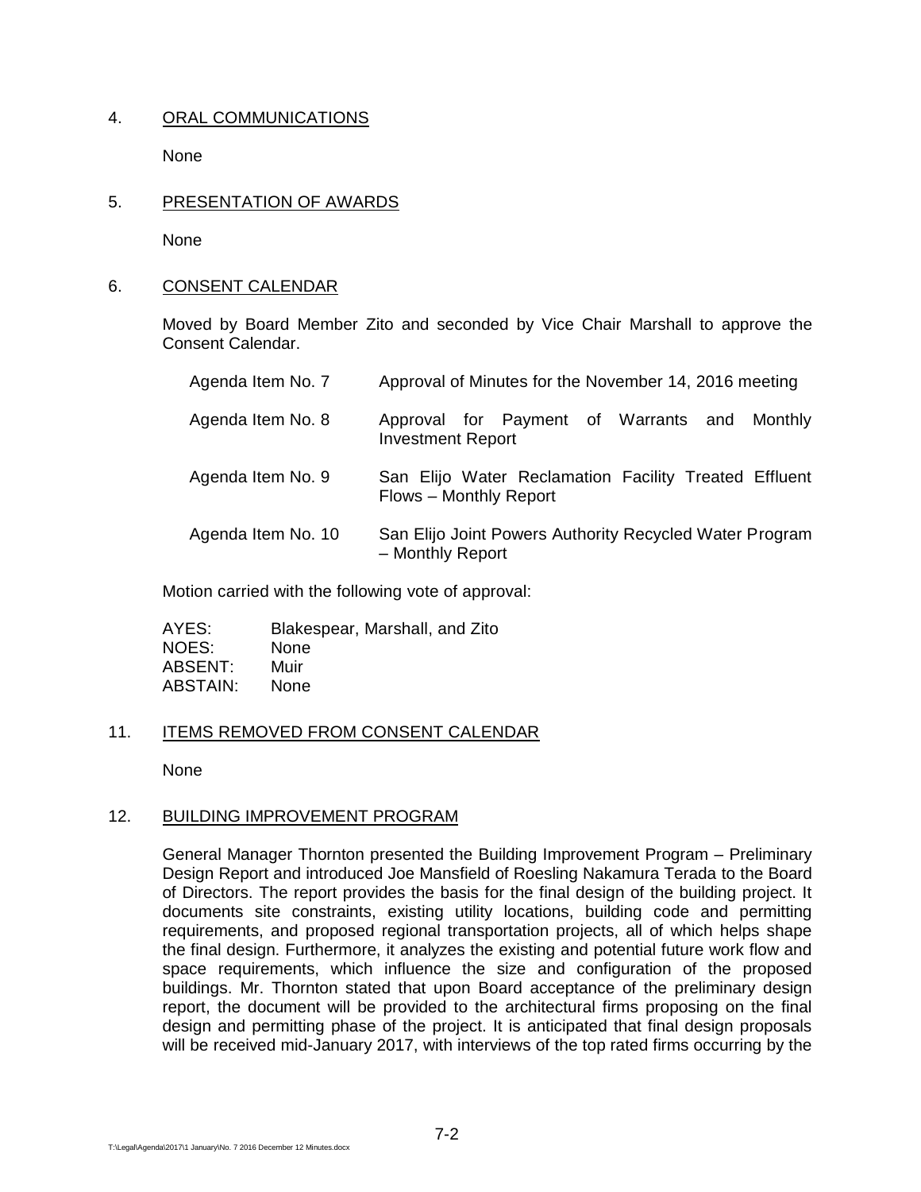4. ORAL COMMUNICATIONS

None

5. PRESENTATION OF AWARDS

None

6. CONSENT CALENDAR

Moved by Board Member Zito and seconded by Vice Chair Marshall to approve the Consent Calendar.

| | |
|---|---|
| Agenda Item No. 7 | Approval of Minutes for the November 14, 2016 meeting |
| Agenda Item No. 8 | Approval for Payment of Warrants and Monthly Investment Report |
| Agenda Item No. 9 | San Elijo Water Reclamation Facility Treated Effluent Flows – Monthly Report |
| Agenda Item No. 10 | San Elijo Joint Powers Authority Recycled Water Program – Monthly Report |

Motion carried with the following vote of approval:

AYES: Blakespear, Marshall, and Zito
NOES: None
ABSENT: Muir
ABSTAIN: None

11. ITEMS REMOVED FROM CONSENT CALENDAR

None

12. BUILDING IMPROVEMENT PROGRAM

General Manager Thornton presented the Building Improvement Program – Preliminary Design Report and introduced Joe Mansfield of Roesling Nakamura Terada to the Board of Directors. The report provides the basis for the final design of the building project. It documents site constraints, existing utility locations, building code and permitting requirements, and proposed regional transportation projects, all of which helps shape the final design. Furthermore, it analyzes the existing and potential future work flow and space requirements, which influence the size and configuration of the proposed buildings. Mr. Thornton stated that upon Board acceptance of the preliminary design report, the document will be provided to the architectural firms proposing on the final design and permitting phase of the project. It is anticipated that final design proposals will be received mid-January 2017, with interviews of the top rated firms occurring by the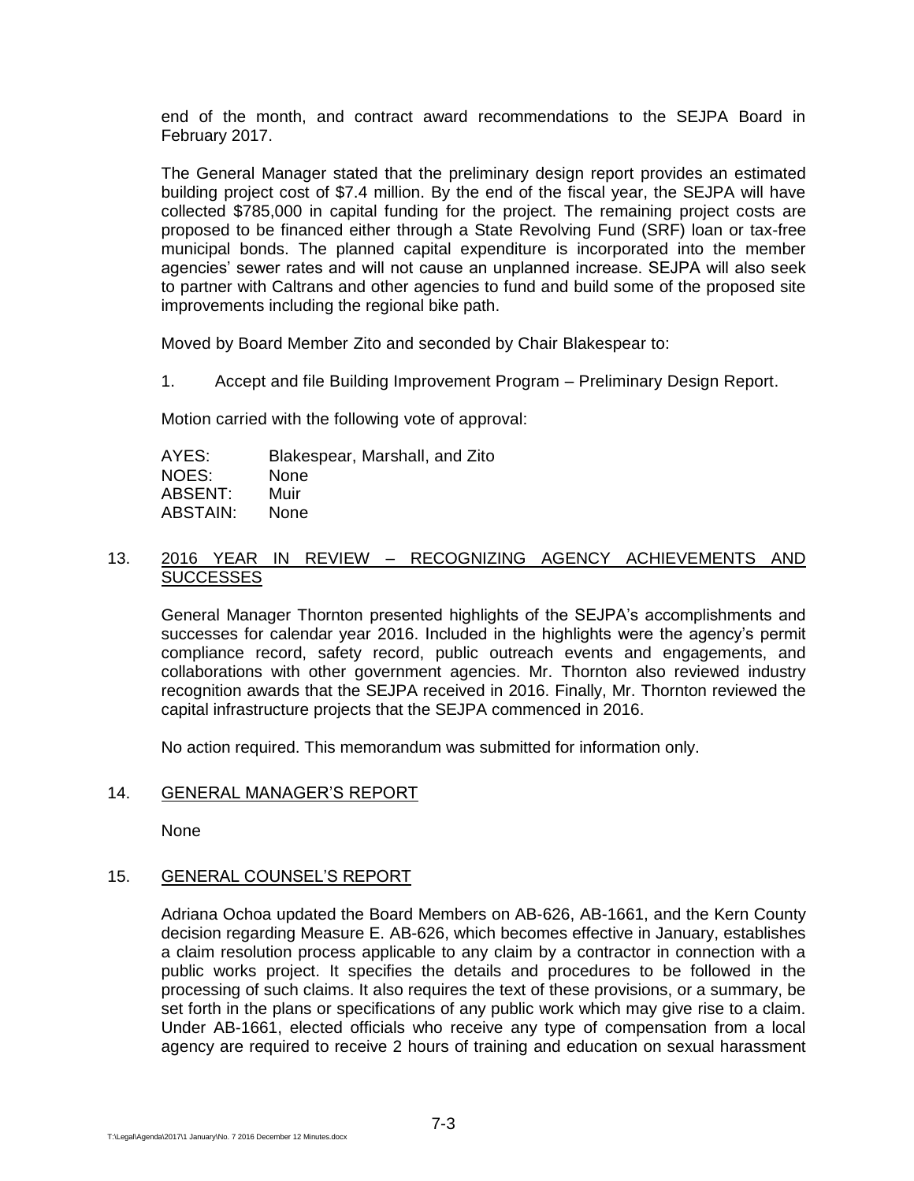end of the month, and contract award recommendations to the SEJPA Board in February 2017.

The General Manager stated that the preliminary design report provides an estimated building project cost of $7.4 million. By the end of the fiscal year, the SEJPA will have collected $785,000 in capital funding for the project. The remaining project costs are proposed to be financed either through a State Revolving Fund (SRF) loan or tax-free municipal bonds. The planned capital expenditure is incorporated into the member agencies' sewer rates and will not cause an unplanned increase. SEJPA will also seek to partner with Caltrans and other agencies to fund and build some of the proposed site improvements including the regional bike path.

Moved by Board Member Zito and seconded by Chair Blakespear to:

1. Accept and file Building Improvement Program – Preliminary Design Report.

Motion carried with the following vote of approval:

AYES: Blakespear, Marshall, and Zito
NOES: None
ABSENT: Muir
ABSTAIN: None

## 13. <u>2016 YEAR IN REVIEW – RECOGNIZING AGENCY ACHIEVEMENTS AND SUCCESSES</u>

General Manager Thornton presented highlights of the SEJPA's accomplishments and successes for calendar year 2016. Included in the highlights were the agency's permit compliance record, safety record, public outreach events and engagements, and collaborations with other government agencies. Mr. Thornton also reviewed industry recognition awards that the SEJPA received in 2016. Finally, Mr. Thornton reviewed the capital infrastructure projects that the SEJPA commenced in 2016.

No action required. This memorandum was submitted for information only.

## 14. <u>GENERAL MANAGER'S REPORT</u>

None

## 15. <u>GENERAL COUNSEL'S REPORT</u>

Adriana Ochoa updated the Board Members on AB-626, AB-1661, and the Kern County decision regarding Measure E. AB-626, which becomes effective in January, establishes a claim resolution process applicable to any claim by a contractor in connection with a public works project. It specifies the details and procedures to be followed in the processing of such claims. It also requires the text of these provisions, or a summary, be set forth in the plans or specifications of any public work which may give rise to a claim. Under AB-1661, elected officials who receive any type of compensation from a local agency are required to receive 2 hours of training and education on sexual harassment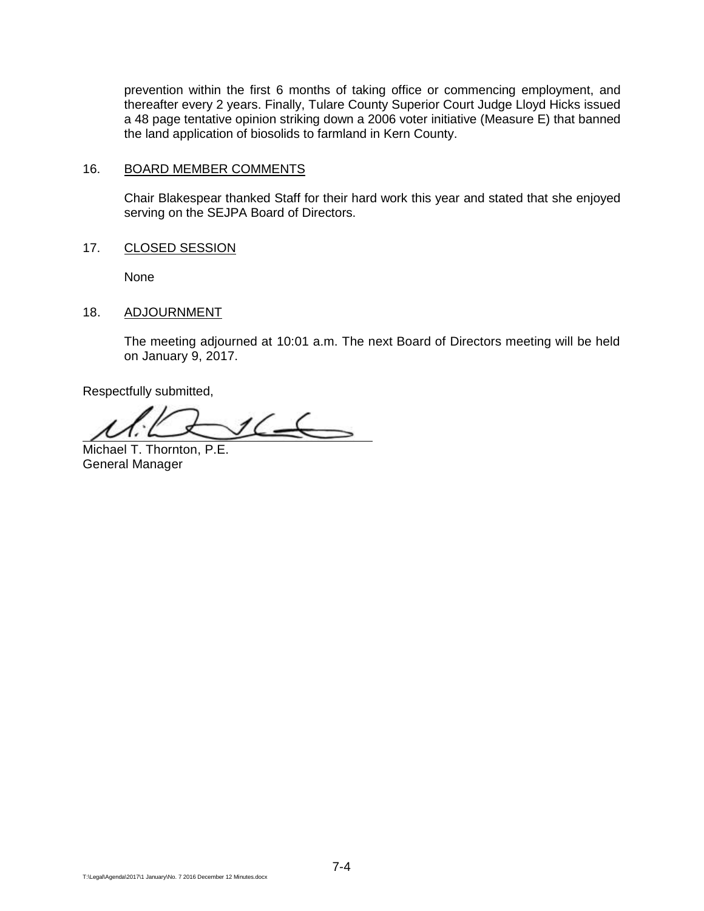prevention within the first 6 months of taking office or commencing employment, and thereafter every 2 years. Finally, Tulare County Superior Court Judge Lloyd Hicks issued a 48 page tentative opinion striking down a 2006 voter initiative (Measure E) that banned the land application of biosolids to farmland in Kern County.

16. BOARD MEMBER COMMENTS

Chair Blakespear thanked Staff for their hard work this year and stated that she enjoyed serving on the SEJPA Board of Directors.

17. CLOSED SESSION

None

18. ADJOURNMENT

The meeting adjourned at 10:01 a.m. The next Board of Directors meeting will be held on January 9, 2017.

Respectfully submitted,

Michael T. Thornton, P.E.
General Manager

T:\Legal\Agenda\2017\1 January\No. 7 2016 December 12 Minutes.docx